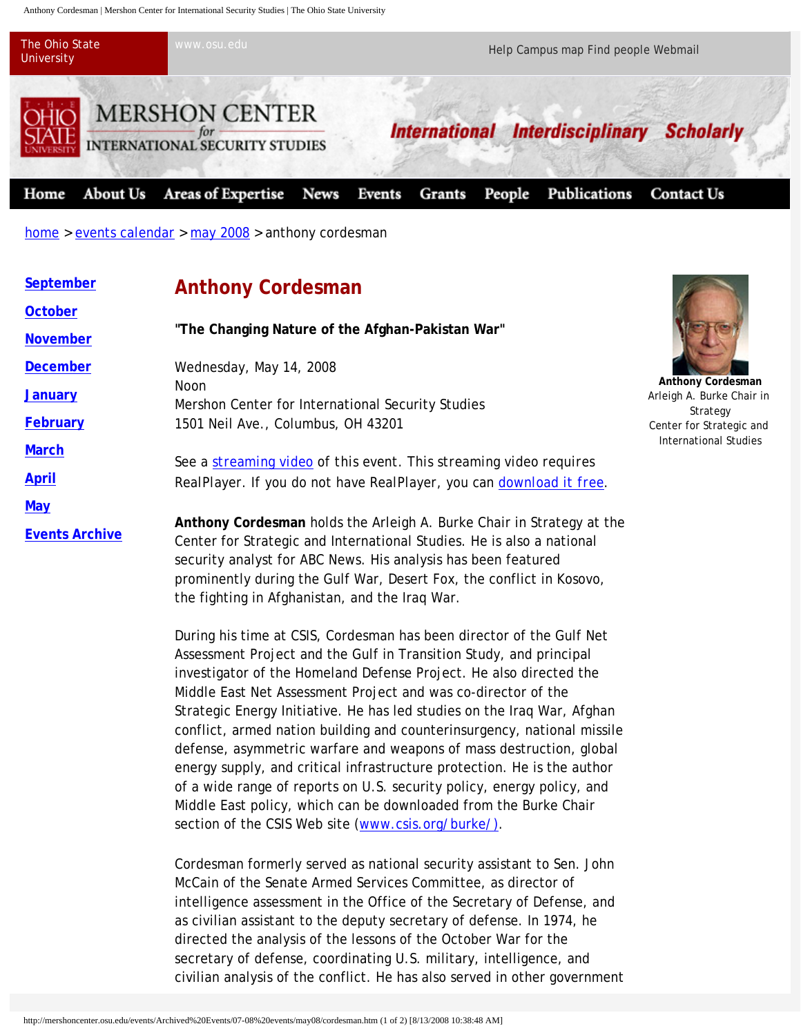The Ohio State University www.osu.edu Help Campus map Find people Webmail

MERSHON CENTER for INTERNATIONAL SECURITY STUDIES

International Interdisciplinary Scholarly

Home About Us Areas of Expertise News Events Grants People Publications Contact Us

home > events calendar > may 2008 > anthony cordesman

- September
- October
- November
- December
- January
- February
- March
- April
- May
- Events Archive

# Anthony Cordesman

**"The Changing Nature of the Afghan-Pakistan War"**

Wednesday, May 14, 2008
Noon
Mershon Center for International Security Studies
1501 Neil Ave., Columbus, OH 43201

See a streaming video of this event. This streaming video requires RealPlayer. If you do not have RealPlayer, you can download it free.

**Anthony Cordesman**
Arleigh A. Burke Chair in Strategy
Center for Strategic and International Studies

**Anthony Cordesman** holds the Arleigh A. Burke Chair in Strategy at the Center for Strategic and International Studies. He is also a national security analyst for ABC News. His analysis has been featured prominently during the Gulf War, Desert Fox, the conflict in Kosovo, the fighting in Afghanistan, and the Iraq War.

During his time at CSIS, Cordesman has been director of the Gulf Net Assessment Project and the Gulf in Transition Study, and principal investigator of the Homeland Defense Project. He also directed the Middle East Net Assessment Project and was co-director of the Strategic Energy Initiative. He has led studies on the Iraq War, Afghan conflict, armed nation building and counterinsurgency, national missile defense, asymmetric warfare and weapons of mass destruction, global energy supply, and critical infrastructure protection. He is the author of a wide range of reports on U.S. security policy, energy policy, and Middle East policy, which can be downloaded from the Burke Chair section of the CSIS Web site (www.csis.org/burke/).

Cordesman formerly served as national security assistant to Sen. John McCain of the Senate Armed Services Committee, as director of intelligence assessment in the Office of the Secretary of Defense, and as civilian assistant to the deputy secretary of defense. In 1974, he directed the analysis of the lessons of the October War for the secretary of defense, coordinating U.S. military, intelligence, and civilian analysis of the conflict. He has also served in other government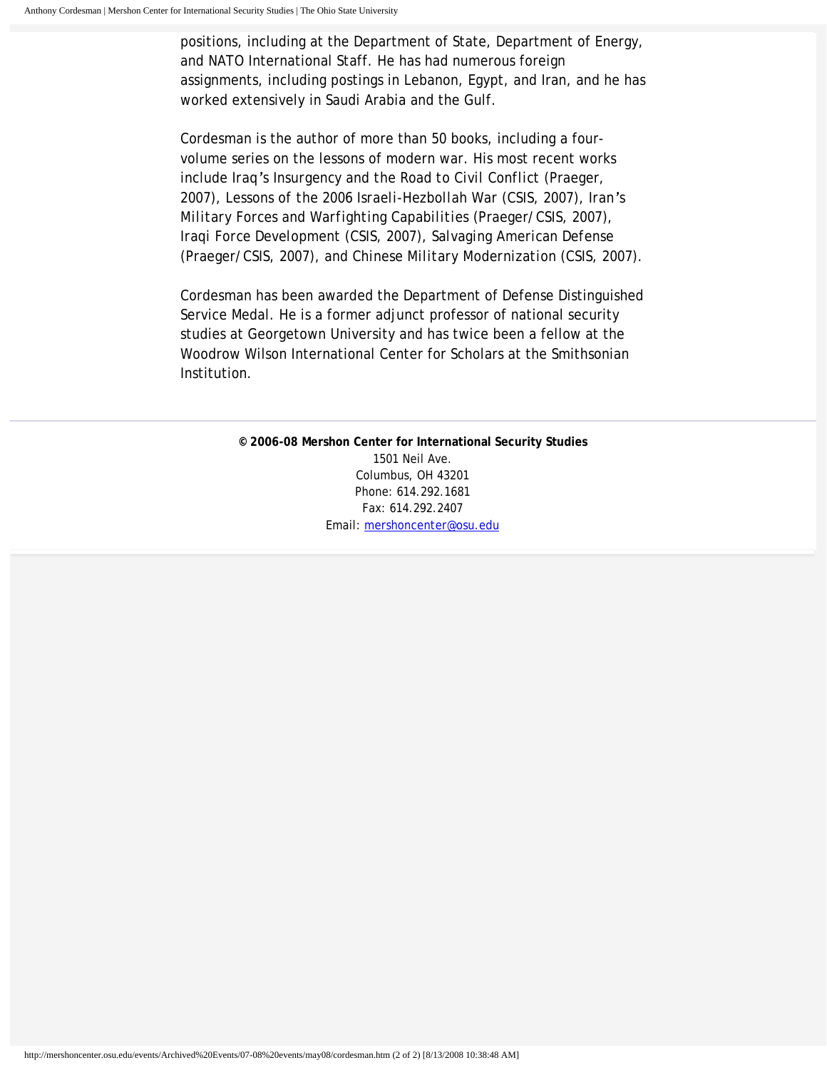positions, including at the Department of State, Department of Energy, and NATO International Staff. He has had numerous foreign assignments, including postings in Lebanon, Egypt, and Iran, and he has worked extensively in Saudi Arabia and the Gulf.

Cordesman is the author of more than 50 books, including a four-volume series on the lessons of modern war. His most recent works include *Iraq's Insurgency and the Road to Civil Conflict* (Praeger, 2007), *Lessons of the 2006 Israeli-Hezbollah War* (CSIS, 2007), *Iran's Military Forces and Warfighting Capabilities* (Praeger/CSIS, 2007), *Iraqi Force Development* (CSIS, 2007), *Salvaging American Defense* (Praeger/CSIS, 2007), and *Chinese Military Modernization* (CSIS, 2007).

Cordesman has been awarded the Department of Defense Distinguished Service Medal. He is a former adjunct professor of national security studies at Georgetown University and has twice been a fellow at the Woodrow Wilson International Center for Scholars at the Smithsonian Institution.

---

**© 2006-08 Mershon Center for International Security Studies**
1501 Neil Ave.
Columbus, OH 43201
Phone: 614.292.1681
Fax: 614.292.2407
Email: mershoncenter@osu.edu